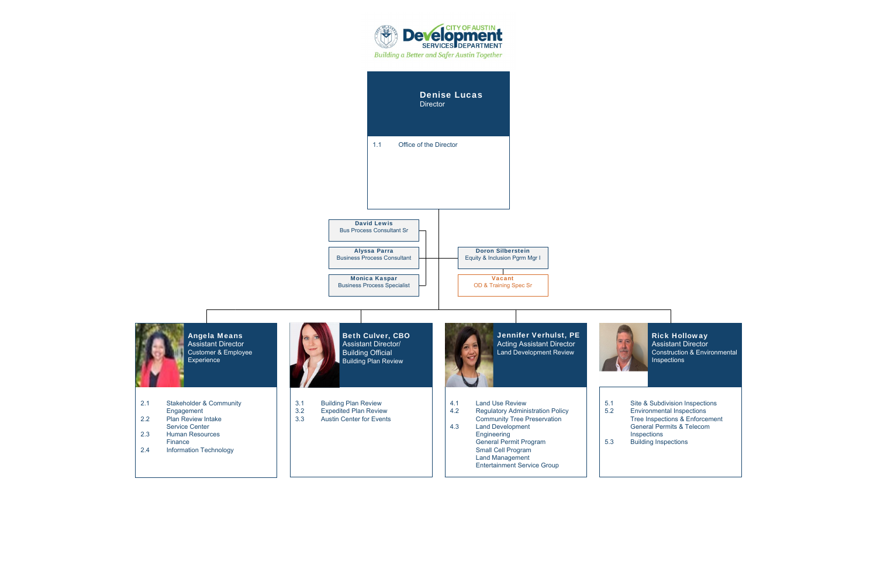CITY OF AUSTIN **Development** SERVICES DEPARTMENT

*Building a Better and Safer Austin Together*

## Denise Lucas
Director

1.1 Office of the Director

**David Lewis**
Bus Process Consultant Sr

**Alyssa Parra**
Business Process Consultant

**Monica Kaspar**
Business Process Specialist

**Doron Silberstein**
Equity & Inclusion Prgm Mgr I

**Vacant**
OD & Training Spec Sr

---

### Angela Means
Assistant Director
Customer & Employee Experience

- 2.1 Stakeholder & Community Engagement
- 2.2 Plan Review Intake Service Center
- 2.3 Human Resources Finance
- 2.4 Information Technology

### Beth Culver, CBO
Assistant Director/
Building Official
Building Plan Review

- 3.1 Building Plan Review
- 3.2 Expedited Plan Review
- 3.3 Austin Center for Events

### Jennifer Verhulst, PE
Acting Assistant Director
Land Development Review

- 4.1 Land Use Review
- 4.2 Regulatory Administration Policy
  - Community Tree Preservation
- 4.3 Land Development Engineering
  - General Permit Program
  - Small Cell Program
  - Land Management
  - Entertainment Service Group

### Rick Holloway
Assistant Director
Construction & Environmental Inspections

- 5.1 Site & Subdivision Inspections
- 5.2 Environmental Inspections
  - Tree Inspections & Enforcement
  - General Permits & Telecom Inspections
- 5.3 Building Inspections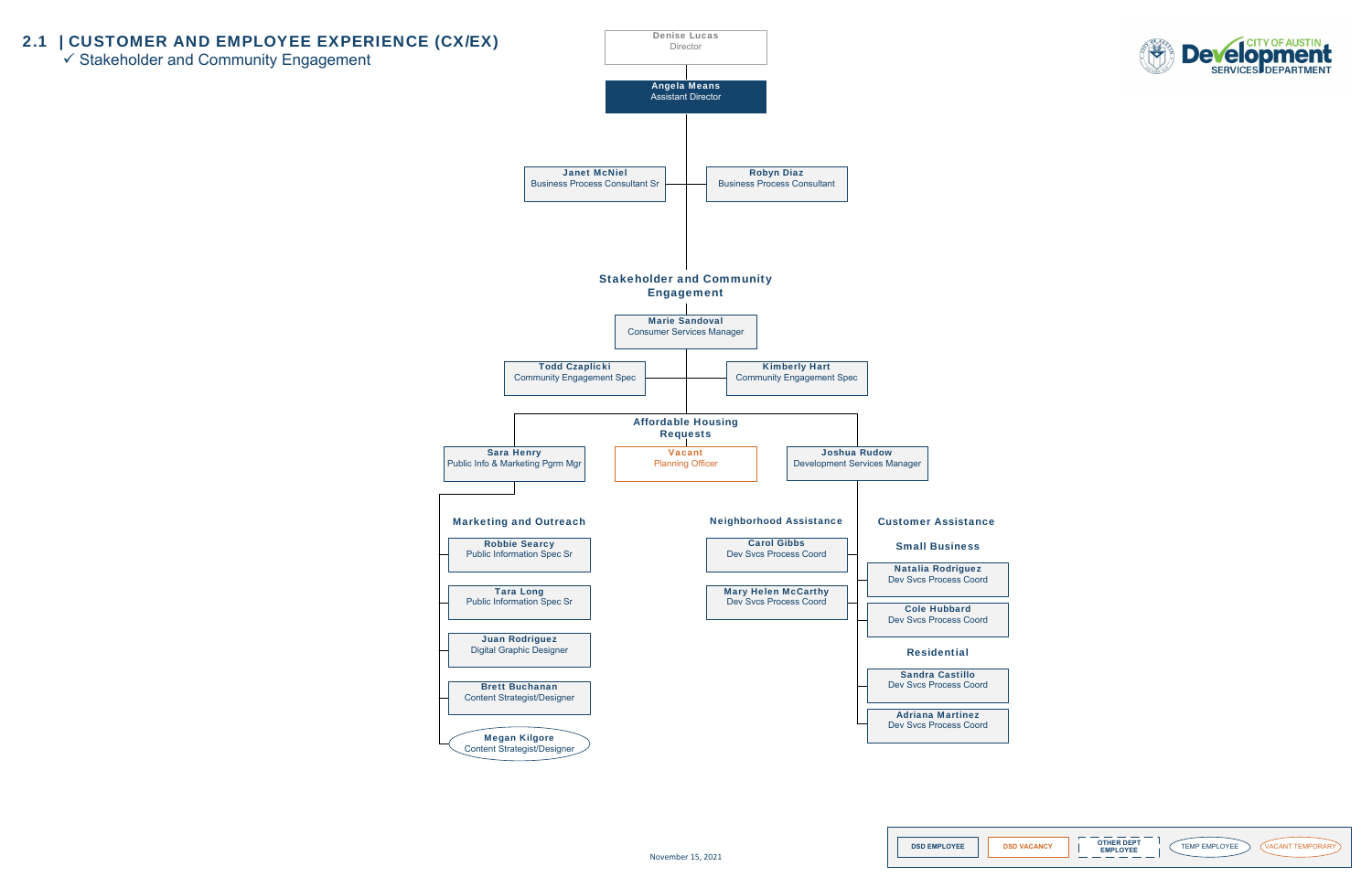## 2.1 | CUSTOMER AND EMPLOYEE EXPERIENCE (CX/EX)

✓ Stakeholder and Community Engagement

CITY OF AUSTIN Development SERVICES DEPARTMENT

**Denise Lucas**
Director

**Angela Means**
Assistant Director

- **Janet McNiel** – Business Process Consultant Sr
- **Robyn Diaz** – Business Process Consultant

### Stakeholder and Community Engagement

**Marie Sandoval**
Consumer Services Manager

- **Todd Czaplicki** – Community Engagement Spec
- **Kimberly Hart** – Community Engagement Spec

**Affordable Housing Requests**

- **Vacant** – Planning Officer

**Sara Henry**
Public Info & Marketing Pgrm Mgr

#### Marketing and Outreach

- **Robbie Searcy** – Public Information Spec Sr
- **Tara Long** – Public Information Spec Sr
- **Juan Rodriguez** – Digital Graphic Designer
- **Brett Buchanan** – Content Strategist/Designer
- **Megan Kilgore** – Content Strategist/Designer

**Joshua Rudow**
Development Services Manager

#### Neighborhood Assistance

- **Carol Gibbs** – Dev Svcs Process Coord
- **Mary Helen McCarthy** – Dev Svcs Process Coord

#### Customer Assistance

**Small Business**

- **Natalia Rodriguez** – Dev Svcs Process Coord
- **Cole Hubbard** – Dev Svcs Process Coord

**Residential**

- **Sandra Castillo** – Dev Svcs Process Coord
- **Adriana Martinez** – Dev Svcs Process Coord

November 15, 2021

Legend: DSD EMPLOYEE | DSD VACANCY | OTHER DEPT EMPLOYEE | TEMP EMPLOYEE | VACANT TEMPORARY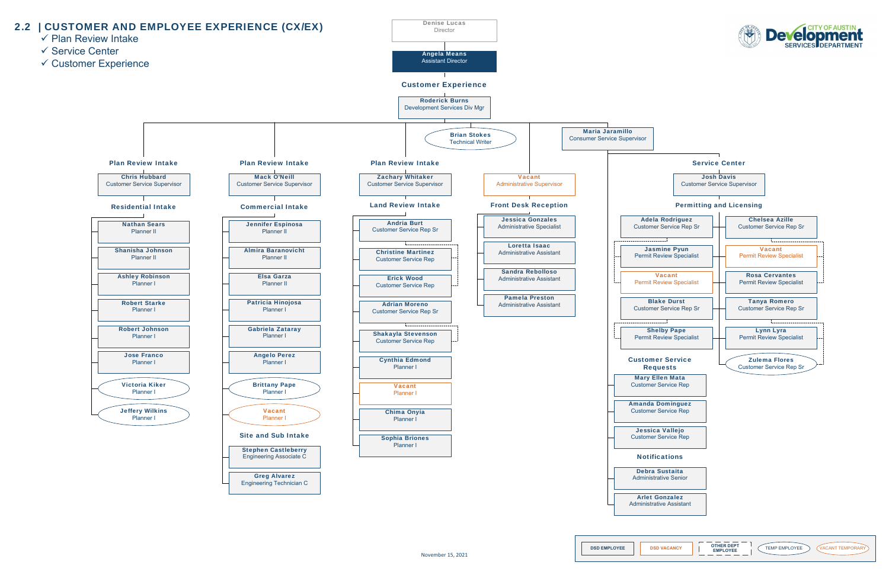## 2.2 | CUSTOMER AND EMPLOYEE EXPERIENCE (CX/EX)

- ✓ Plan Review Intake
- ✓ Service Center
- ✓ Customer Experience

**Denise Lucas** – Director

**Angela Means** – Assistant Director

### Customer Experience

**Roderick Burns** – Development Services Div Mgr

- **Brian Stokes** – Technical Writer (Temp Employee)

#### Plan Review Intake

**Chris Hubbard** – Customer Service Supervisor

**Residential Intake**

- **Nathan Sears** – Planner II
- **Shanisha Johnson** – Planner II
- **Ashley Robinson** – Planner I
- **Robert Starke** – Planner I
- **Robert Johnson** – Planner I
- **Jose Franco** – Planner I
- **Victoria Kiker** – Planner I (Temp Employee)
- **Jeffery Wilkins** – Planner I (Temp Employee)

#### Plan Review Intake

**Mack O'Neill** – Customer Service Supervisor

**Commercial Intake**

- **Jennifer Espinosa** – Planner II
- **Almira Baranovicht** – Planner II
- **Elsa Garza** – Planner II
- **Patricia Hinojosa** – Planner I
- **Gabriela Zataray** – Planner I
- **Angelo Perez** – Planner I
- **Brittany Pape** – Planner I (Temp Employee)
- **Vacant** – Planner I (Vacant Temporary)

**Site and Sub Intake**

- **Stephen Castleberry** – Engineering Associate C
- **Greg Alvarez** – Engineering Technician C

#### Plan Review Intake

**Zachary Whitaker** – Customer Service Supervisor

**Land Review Intake**

- **Andria Burt** – Customer Service Rep Sr
  - **Christine Martinez** – Customer Service Rep
  - **Erick Wood** – Customer Service Rep
- **Adrian Moreno** – Customer Service Rep Sr
  - **Shakayla Stevenson** – Customer Service Rep
- **Cynthia Edmond** – Planner I
- **Vacant** – Planner I (DSD Vacancy)
- **Chima Onyia** – Planner I
- **Sophia Briones** – Planner I

#### Vacant – Administrative Supervisor (DSD Vacancy)

**Front Desk Reception**

- **Jessica Gonzales** – Administrative Specialist
- **Loretta Isaac** – Administrative Assistant
- **Sandra Rebolloso** – Administrative Assistant
- **Pamela Preston** – Administrative Assistant

#### Maria Jaramillo – Consumer Service Supervisor

**Customer Service Requests**

- **Mary Ellen Mata** – Customer Service Rep
- **Amanda Dominguez** – Customer Service Rep
- **Jessica Vallejo** – Customer Service Rep

**Notifications**

- **Debra Sustaita** – Administrative Senior
- **Arlet Gonzalez** – Administrative Assistant

#### Service Center

**Josh Davis** – Customer Service Supervisor

**Permitting and Licensing**

- **Adela Rodriguez** – Customer Service Rep Sr
  - **Jasmine Pyun** – Permit Review Specialist
  - **Vacant** – Permit Review Specialist (DSD Vacancy)
- **Blake Durst** – Customer Service Rep Sr
  - **Shelby Pape** – Permit Review Specialist
- **Chelsea Azille** – Customer Service Rep Sr
  - **Vacant** – Permit Review Specialist (DSD Vacancy)
  - **Rosa Cervantes** – Permit Review Specialist
- **Tanya Romero** – Customer Service Rep Sr
  - **Lynn Lyra** – Permit Review Specialist
  - **Zulema Flores** – Customer Service Rep Sr (Temp Employee)

**Legend:** DSD EMPLOYEE | DSD VACANCY | OTHER DEPT EMPLOYEE | TEMP EMPLOYEE | VACANT TEMPORARY

November 15, 2021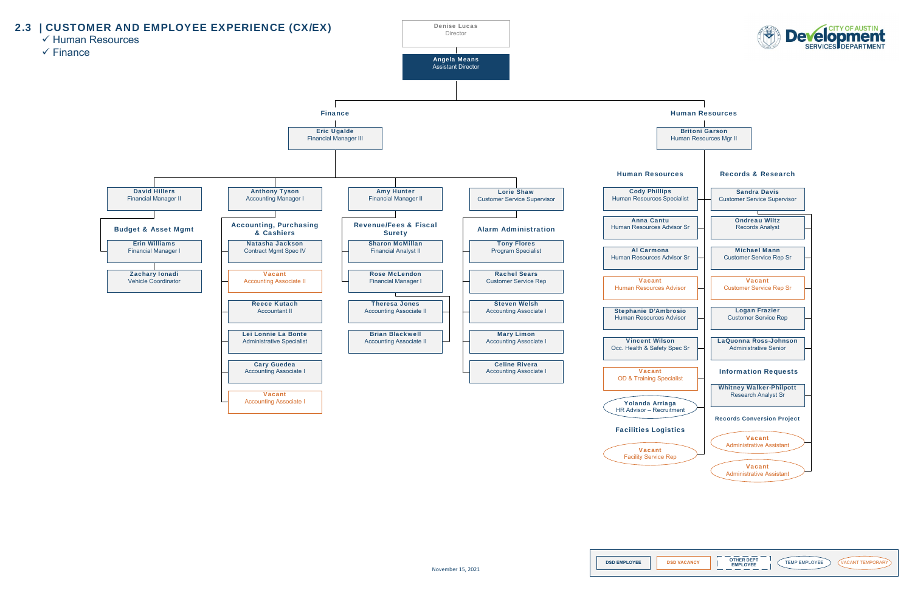## 2.3 | CUSTOMER AND EMPLOYEE EXPERIENCE (CX/EX)

- ✓ Human Resources
- ✓ Finance

CITY OF AUSTIN Development SERVICES DEPARTMENT

**Denise Lucas** – Director

**Angela Means** – Assistant Director

### Finance

**Eric Ugalde** – Financial Manager III

- **David Hillers** – Financial Manager II
  - **Budget & Asset Mgmt**
    - **Erin Williams** – Financial Manager I
    - **Zachary Ionadi** – Vehicle Coordinator
- **Anthony Tyson** – Accounting Manager I
  - **Accounting, Purchasing & Cashiers**
    - **Natasha Jackson** – Contract Mgmt Spec IV
    - **Vacant** – Accounting Associate II
    - **Reece Kutach** – Accountant II
    - **Lei Lonnie La Bonte** – Administrative Specialist
    - **Cary Guedea** – Accounting Associate I
    - **Vacant** – Accounting Associate I
- **Amy Hunter** – Financial Manager II
  - **Revenue/Fees & Fiscal Surety**
    - **Sharon McMillan** – Financial Analyst II
    - **Rose McLendon** – Financial Manager I
      - **Theresa Jones** – Accounting Associate II
      - **Brian Blackwell** – Accounting Associate II
- **Lorie Shaw** – Customer Service Supervisor
  - **Alarm Administration**
    - **Tony Flores** – Program Specialist
    - **Rachel Sears** – Customer Service Rep
    - **Steven Welsh** – Accounting Associate I
    - **Mary Limon** – Accounting Associate I
    - **Celine Rivera** – Accounting Associate I

### Human Resources

**Britoni Garson** – Human Resources Mgr II

- **Human Resources**
  - **Cody Phillips** – Human Resources Specialist
  - **Anna Cantu** – Human Resources Advisor Sr
  - **Al Carmona** – Human Resources Advisor Sr
  - **Vacant** – Human Resources Advisor
  - **Stephanie D'Ambrosio** – Human Resources Advisor
  - **Vincent Wilson** – Occ. Health & Safety Spec Sr
  - **Vacant** – OD & Training Specialist
  - **Yolanda Arriaga** – HR Advisor – Recruitment
- **Facilities Logistics**
  - **Vacant** – Facility Service Rep
- **Records & Research**
  - **Sandra Davis** – Customer Service Supervisor
    - **Ondreau Wiltz** – Records Analyst
    - **Michael Mann** – Customer Service Rep Sr
    - **Vacant** – Customer Service Rep Sr
    - **Logan Frazier** – Customer Service Rep
    - **LaQuonna Ross-Johnson** – Administrative Senior
    - **Information Requests**
      - **Whitney Walker-Philpott** – Research Analyst Sr
    - **Records Conversion Project**
      - **Vacant** – Administrative Assistant
      - **Vacant** – Administrative Assistant

Legend: DSD EMPLOYEE | DSD VACANCY | OTHER DEPT EMPLOYEE | TEMP EMPLOYEE | VACANT TEMPORARY

November 15, 2021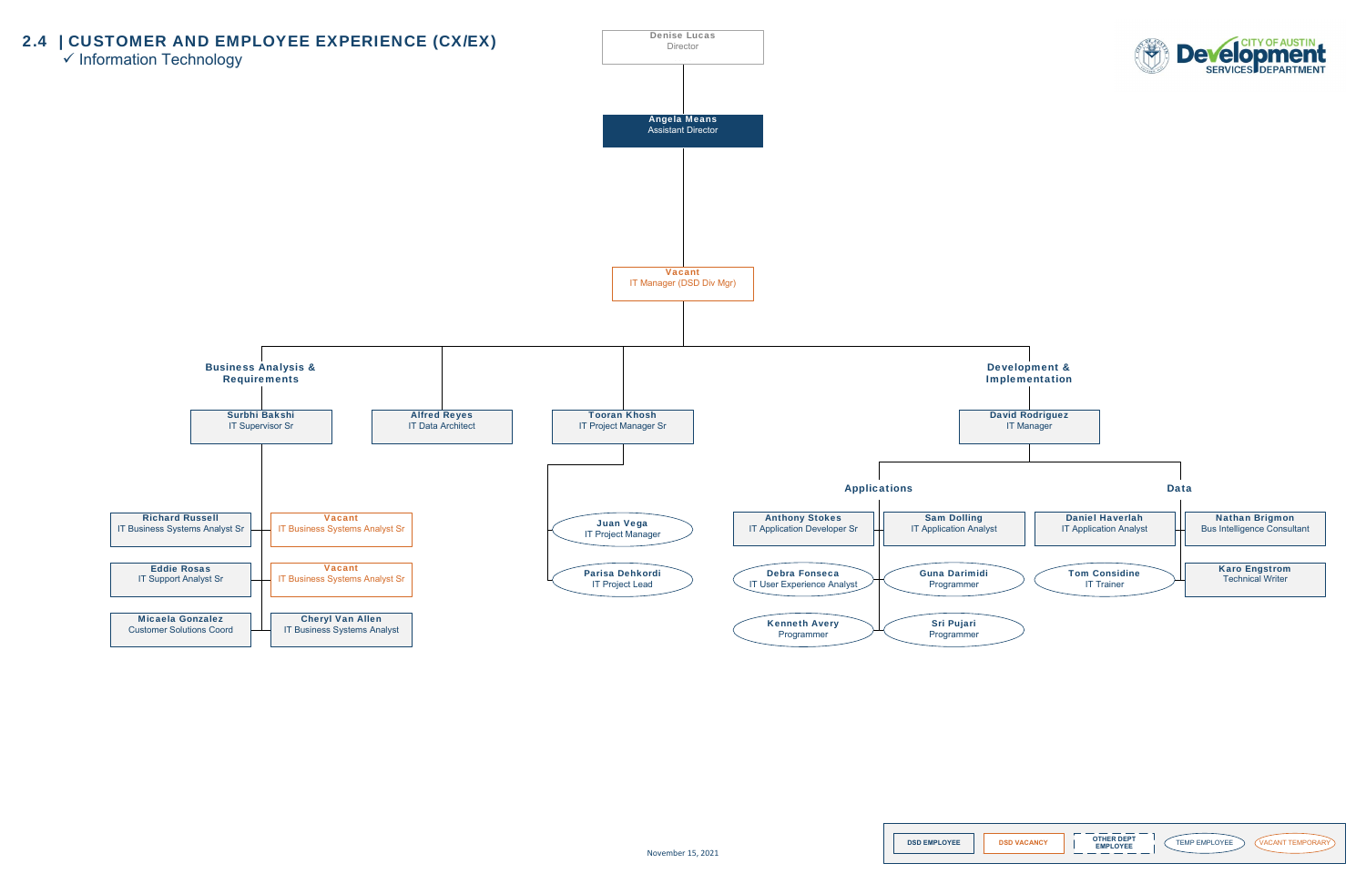## 2.4 | CUSTOMER AND EMPLOYEE EXPERIENCE (CX/EX)

✓ Information Technology

CITY OF AUSTIN Development SERVICES DEPARTMENT

**Denise Lucas**
Director

**Angela Means**
Assistant Director

**Vacant**
IT Manager (DSD Div Mgr)

### Business Analysis & Requirements

**Surbhi Bakshi**
IT Supervisor Sr

- **Richard Russell** – IT Business Systems Analyst Sr
- **Vacant** – IT Business Systems Analyst Sr
- **Eddie Rosas** – IT Support Analyst Sr
- **Vacant** – IT Business Systems Analyst Sr
- **Micaela Gonzalez** – Customer Solutions Coord
- **Cheryl Van Allen** – IT Business Systems Analyst

**Alfred Reyes**
IT Data Architect

**Tooran Khosh**
IT Project Manager Sr

- **Juan Vega** – IT Project Manager
- **Parisa Dehkordi** – IT Project Lead

### Development & Implementation

**David Rodriguez**
IT Manager

#### Applications

- **Anthony Stokes** – IT Application Developer Sr
- **Sam Dolling** – IT Application Analyst
- **Debra Fonseca** – IT User Experience Analyst
- **Guna Darimidi** – Programmer
- **Kenneth Avery** – Programmer
- **Sri Pujari** – Programmer

#### Data

- **Daniel Haverlah** – IT Application Analyst
- **Nathan Brigmon** – Bus Intelligence Consultant
- **Tom Considine** – IT Trainer
- **Karo Engstrom** – Technical Writer

November 15, 2021

Legend: DSD EMPLOYEE | DSD VACANCY | OTHER DEPT EMPLOYEE | TEMP EMPLOYEE | VACANT TEMPORARY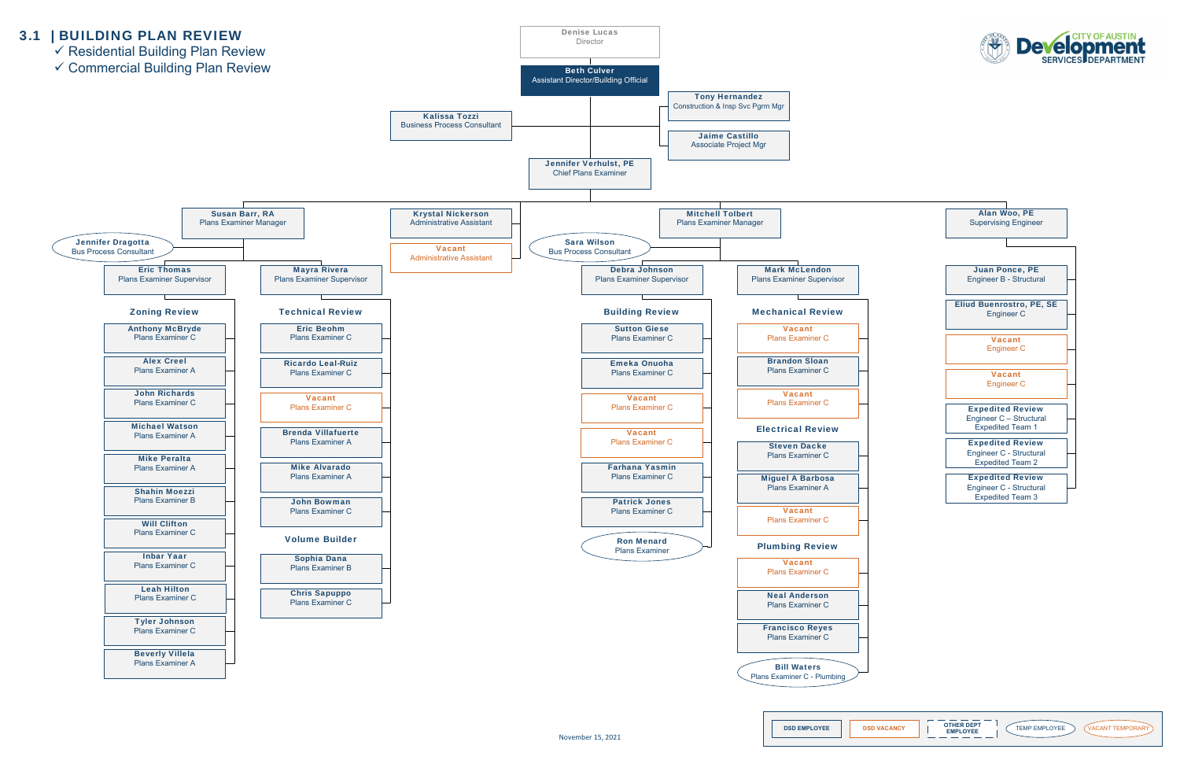# 3.1 | BUILDING PLAN REVIEW

- ✓ Residential Building Plan Review
- ✓ Commercial Building Plan Review

**City of Austin Development Services Department**

**Denise Lucas**
Director

**Beth Culver**
Assistant Director/Building Official

- **Kalissa Tozzi** – Business Process Consultant
- **Tony Hernandez** – Construction & Insp Svc Pgrm Mgr
- **Jaime Castillo** – Associate Project Mgr

**Jennifer Verhulst, PE**
Chief Plans Examiner

## Susan Barr, RA – Plans Examiner Manager

- **Jennifer Dragotta** – Bus Process Consultant

### Eric Thomas – Plans Examiner Supervisor

**Zoning Review**

- **Anthony McBryde** – Plans Examiner C
- **Alex Creel** – Plans Examiner A
- **John Richards** – Plans Examiner C
- **Michael Watson** – Plans Examiner A
- **Mike Peralta** – Plans Examiner A
- **Shahin Moezzi** – Plans Examiner B
- **Will Clifton** – Plans Examiner C
- **Inbar Yaar** – Plans Examiner C
- **Leah Hilton** – Plans Examiner C
- **Tyler Johnson** – Plans Examiner C
- **Beverly Villela** – Plans Examiner A

### Mayra Rivera – Plans Examiner Supervisor

**Technical Review**

- **Eric Beohm** – Plans Examiner C
- **Ricardo Leal-Ruiz** – Plans Examiner C
- **Vacant** – Plans Examiner C
- **Brenda Villafuerte** – Plans Examiner A
- **Mike Alvarado** – Plans Examiner A
- **John Bowman** – Plans Examiner C

**Volume Builder**

- **Sophia Dana** – Plans Examiner B
- **Chris Sapuppo** – Plans Examiner C

## Krystal Nickerson – Administrative Assistant

- **Vacant** – Administrative Assistant

## Mitchell Tolbert – Plans Examiner Manager

- **Sara Wilson** – Bus Process Consultant

### Debra Johnson – Plans Examiner Supervisor

**Building Review**

- **Sutton Giese** – Plans Examiner C
- **Emeka Onuoha** – Plans Examiner C
- **Vacant** – Plans Examiner C
- **Vacant** – Plans Examiner C
- **Farhana Yasmin** – Plans Examiner C
- **Patrick Jones** – Plans Examiner C
- **Ron Menard** – Plans Examiner

### Mark McLendon – Plans Examiner Supervisor

**Mechanical Review**

- **Vacant** – Plans Examiner C
- **Brandon Sloan** – Plans Examiner C
- **Vacant** – Plans Examiner C

**Electrical Review**

- **Steven Dacke** – Plans Examiner C
- **Miguel A Barbosa** – Plans Examiner A
- **Vacant** – Plans Examiner C

**Plumbing Review**

- **Vacant** – Plans Examiner C
- **Neal Anderson** – Plans Examiner C
- **Francisco Reyes** – Plans Examiner C
- **Bill Waters** – Plans Examiner C - Plumbing

## Alan Woo, PE – Supervising Engineer

- **Juan Ponce, PE** – Engineer B - Structural
- **Eliud Buenrostro, PE, SE** – Engineer C
- **Vacant** – Engineer C
- **Vacant** – Engineer C
- **Expedited Review** – Engineer C – Structural, Expedited Team 1
- **Expedited Review** – Engineer C - Structural, Expedited Team 2
- **Expedited Review** – Engineer C - Structural, Expedited Team 3

Legend: DSD EMPLOYEE | DSD VACANCY | OTHER DEPT EMPLOYEE | TEMP EMPLOYEE | VACANT TEMPORARY

November 15, 2021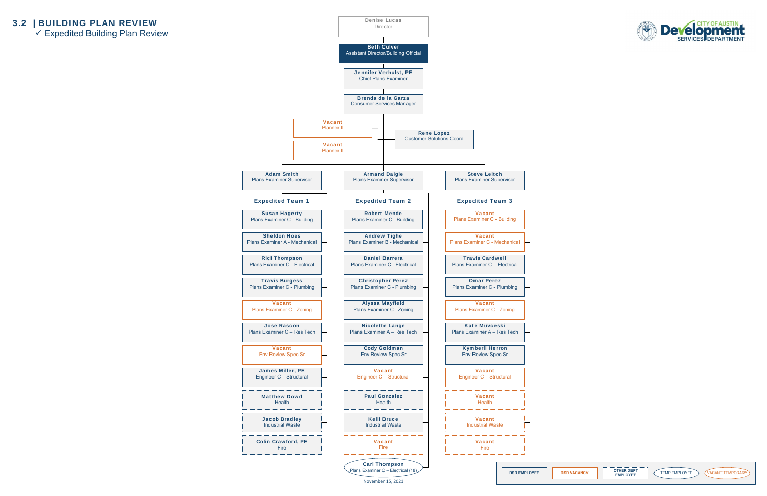## 3.2 | BUILDING PLAN REVIEW

✓ Expedited Building Plan Review

CITY OF AUSTIN Development SERVICES DEPARTMENT

**Denise Lucas**
Director

**Beth Culver**
Assistant Director/Building Official

**Jennifer Verhulst, PE**
Chief Plans Examiner

**Brenda de la Garza**
Consumer Services Manager

**Vacant**
Planner II

**Vacant**
Planner II

**Rene Lopez**
Customer Solutions Coord

| Expedited Team 1 | Expedited Team 2 | Expedited Team 3 |
|---|---|---|
| **Adam Smith** Plans Examiner Supervisor | **Armand Daigle** Plans Examiner Supervisor | **Steve Leitch** Plans Examiner Supervisor |
| **Susan Hagerty** Plans Examiner C - Building | **Robert Mende** Plans Examiner C - Building | **Vacant** Plans Examiner C - Building |
| **Sheldon Hoes** Plans Examiner A - Mechanical | **Andrew Tighe** Plans Examiner B - Mechanical | **Vacant** Plans Examiner C - Mechanical |
| **Rici Thompson** Plans Examiner C - Electrical | **Daniel Barrera** Plans Examiner C - Electrical | **Travis Cardwell** Plans Examiner C – Electrical |
| **Travis Burgess** Plans Examiner C - Plumbing | **Christopher Perez** Plans Examiner C - Plumbing | **Omar Perez** Plans Examiner C - Plumbing |
| **Vacant** Plans Examiner C - Zoning | **Alyssa Mayfield** Plans Examiner C - Zoning | **Vacant** Plans Examiner C - Zoning |
| **Jose Rascon** Plans Examiner C – Res Tech | **Nicolette Lange** Plans Examiner A – Res Tech | **Kate Mucveski** Plans Examiner A – Res Tech |
| **Vacant** Env Review Spec Sr | **Cody Goldman** Env Review Spec Sr | **Kymberli Herron** Env Review Spec Sr |
| **James Miller, PE** Engineer C – Structural | **Vacant** Engineer C – Structural | **Vacant** Engineer C – Structural |
| **Matthew Dowd** Health | **Paul Gonzalez** Health | **Vacant** Health |
| **Jacob Bradley** Industrial Waste | **Kelli Bruce** Industrial Waste | **Vacant** Industrial Waste |
| **Colin Crawford, PE** Fire | **Vacant** Fire | **Vacant** Fire |
| | **Carl Thompson** Plans Examiner C – Electrical (18) | |

November 15, 2021

Legend: DSD EMPLOYEE | DSD VACANCY | OTHER DEPT EMPLOYEE | TEMP EMPLOYEE | VACANT TEMPORARY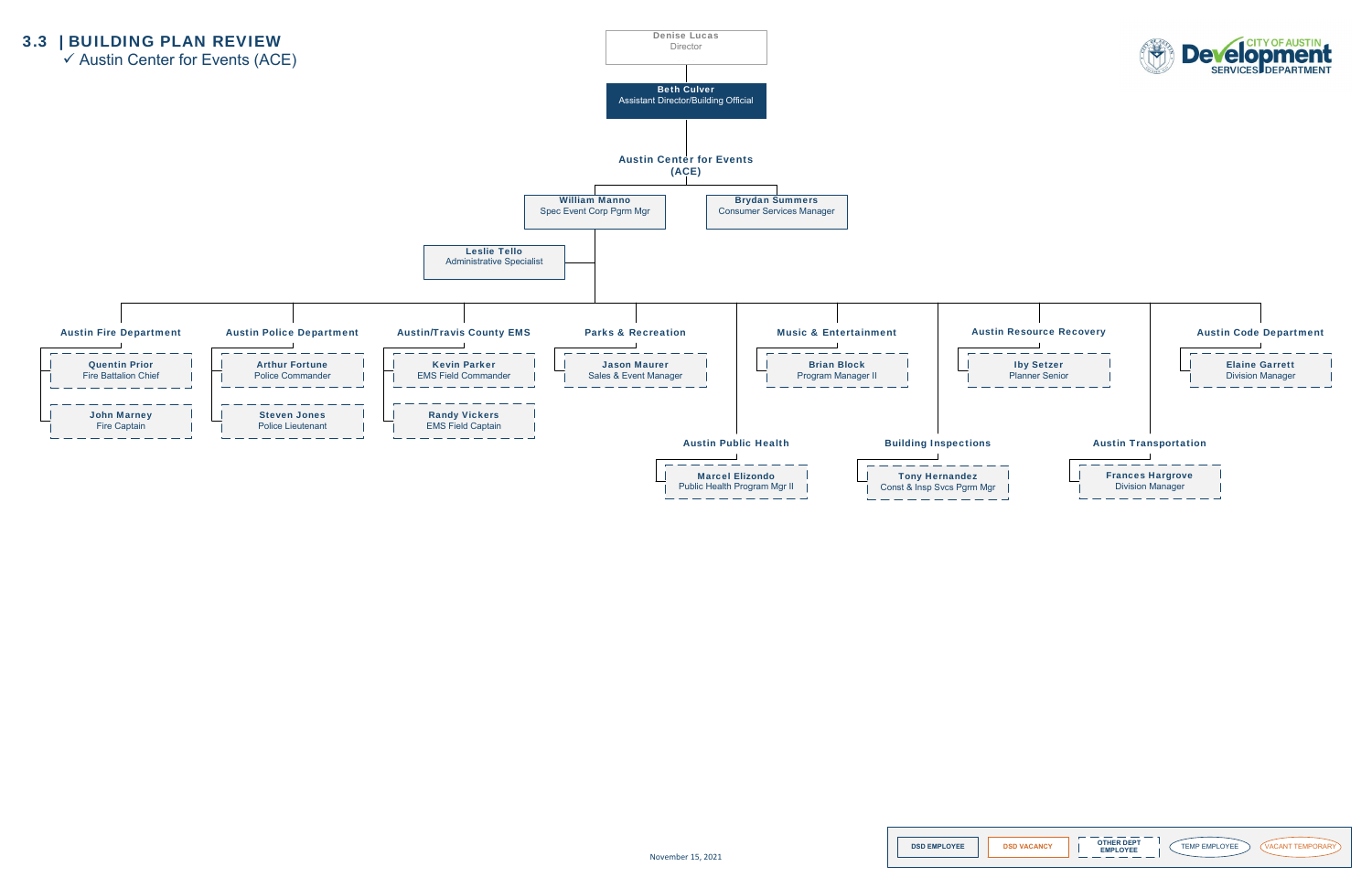## 3.3 | BUILDING PLAN REVIEW

✓ Austin Center for Events (ACE)

CITY OF AUSTIN Development SERVICES DEPARTMENT

**Denise Lucas**
Director

**Beth Culver**
Assistant Director/Building Official

**Austin Center for Events (ACE)**

- **William Manno** – Spec Event Corp Pgrm Mgr
- **Brydan Summers** – Consumer Services Manager
- **Leslie Tello** – Administrative Specialist

**Austin Fire Department**
- **Quentin Prior** – Fire Battalion Chief
- **John Marney** – Fire Captain

**Austin Police Department**
- **Arthur Fortune** – Police Commander
- **Steven Jones** – Police Lieutenant

**Austin/Travis County EMS**
- **Kevin Parker** – EMS Field Commander
- **Randy Vickers** – EMS Field Captain

**Parks & Recreation**
- **Jason Maurer** – Sales & Event Manager

**Austin Public Health**
- **Marcel Elizondo** – Public Health Program Mgr II

**Music & Entertainment**
- **Brian Block** – Program Manager II

**Building Inspections**
- **Tony Hernandez** – Const & Insp Svcs Pgrm Mgr

**Austin Resource Recovery**
- **Iby Setzer** – Planner Senior

**Austin Transportation**
- **Frances Hargrove** – Division Manager

**Austin Code Department**
- **Elaine Garrett** – Division Manager

Legend: DSD EMPLOYEE | DSD VACANCY | OTHER DEPT EMPLOYEE | TEMP EMPLOYEE | VACANT TEMPORARY

November 15, 2021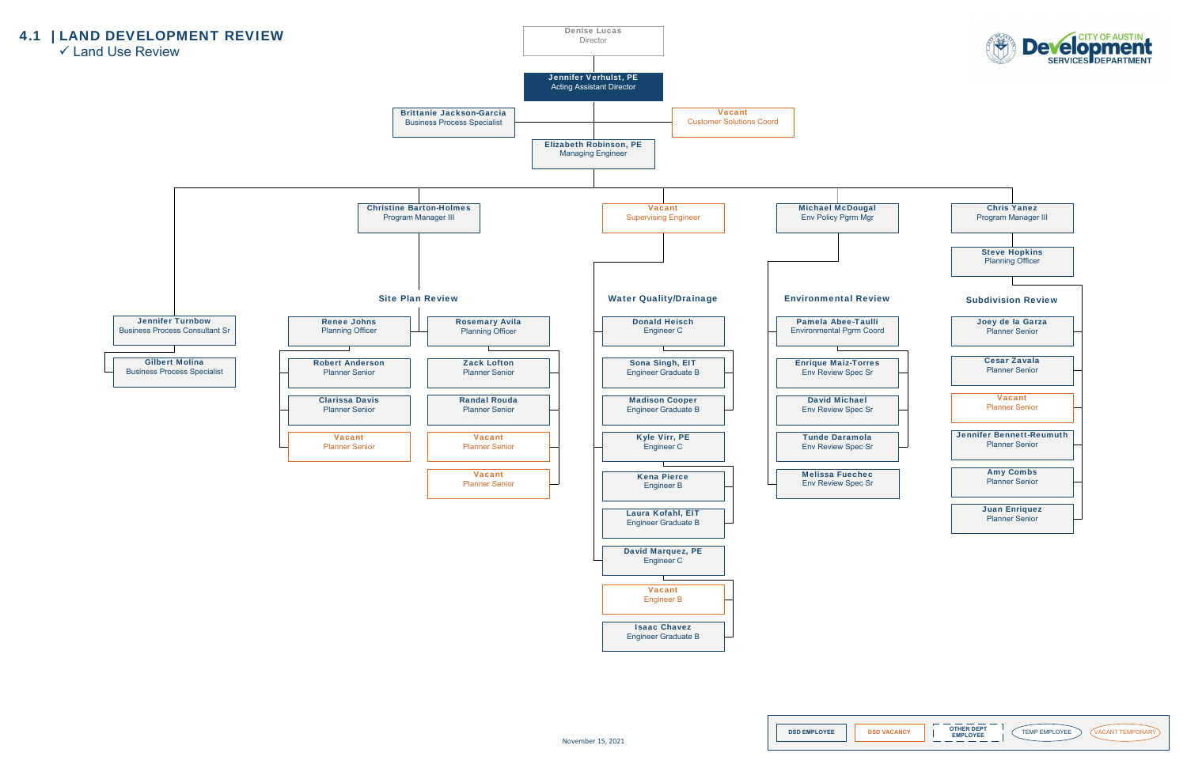## 4.1 | LAND DEVELOPMENT REVIEW

✓ Land Use Review

CITY OF AUSTIN Development SERVICES DEPARTMENT

- **Denise Lucas** – Director
  - **Jennifer Verhulst, PE** – Acting Assistant Director
    - **Brittanie Jackson-Garcia** – Business Process Specialist
    - **Vacant** – Customer Solutions Coord
    - **Elizabeth Robinson, PE** – Managing Engineer
      - **Jennifer Turnbow** – Business Process Consultant Sr
        - **Gilbert Molina** – Business Process Specialist
      - **Christine Barton-Holmes** – Program Manager III
        - **Site Plan Review**
          - **Renee Johns** – Planning Officer
            - **Robert Anderson** – Planner Senior
            - **Clarissa Davis** – Planner Senior
            - **Vacant** – Planner Senior
          - **Rosemary Avila** – Planning Officer
            - **Zack Lofton** – Planner Senior
            - **Randal Rouda** – Planner Senior
            - **Vacant** – Planner Senior
            - **Vacant** – Planner Senior
      - **Vacant** – Supervising Engineer
        - **Water Quality/Drainage**
          - **Donald Heisch** – Engineer C
            - **Sona Singh, EIT** – Engineer Graduate B
            - **Madison Cooper** – Engineer Graduate B
          - **Kyle Virr, PE** – Engineer C
            - **Kena Pierce** – Engineer B
            - **Laura Kofahl, EIT** – Engineer Graduate B
          - **David Marquez, PE** – Engineer C
            - **Vacant** – Engineer B
            - **Isaac Chavez** – Engineer Graduate B
      - **Michael McDougal** – Env Policy Pgrm Mgr
        - **Environmental Review**
          - **Pamela Abee-Taulli** – Environmental Pgrm Coord
            - **Enrique Maiz-Torres** – Env Review Spec Sr
            - **David Michael** – Env Review Spec Sr
            - **Tunde Daramola** – Env Review Spec Sr
          - **Melissa Fuechec** – Env Review Spec Sr
      - **Chris Yanez** – Program Manager III
        - **Steve Hopkins** – Planning Officer
          - **Subdivision Review**
            - **Joey de la Garza** – Planner Senior
            - **Cesar Zavala** – Planner Senior
            - **Vacant** – Planner Senior
            - **Jennifer Bennett-Reumuth** – Planner Senior
            - **Amy Combs** – Planner Senior
            - **Juan Enriquez** – Planner Senior

Legend: DSD EMPLOYEE | DSD VACANCY | OTHER DEPT EMPLOYEE | TEMP EMPLOYEE | VACANT TEMPORARY

November 15, 2021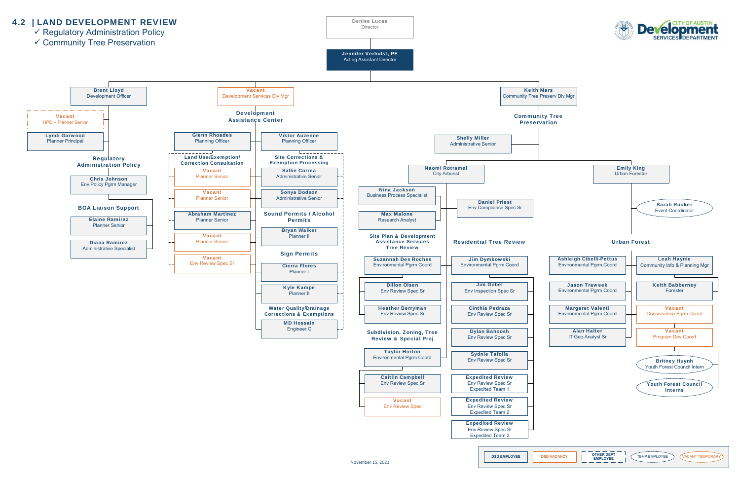## 4.2 | LAND DEVELOPMENT REVIEW

- ✓ Regulatory Administration Policy
- ✓ Community Tree Preservation

CITY OF AUSTIN Development SERVICES DEPARTMENT

**Denise Lucas**
Director

**Jennifer Verhulst, PE**
Acting Assistant Director

---

**Brent Lloyd**
Development Officer

- **Vacant** — HPD – Planner Senior
- **Lyndi Garwood** — Planner Principal

### Regulatory Administration Policy

- **Chris Johnson** — Env Policy Pgrm Manager

### BOA Liaison Support

- **Elaine Ramirez** — Planner Senior
- **Diana Ramirez** — Administrative Specialist

---

**Vacant**
Development Services Div Mgr

### Development Assistance Center

- **Glenn Rhoades** — Planning Officer
- **Viktor Auzenne** — Planning Officer

**Land Use/Exemption/ Correction Consultation**

- **Vacant** — Planner Senior
- **Vacant** — Planner Senior
- **Abraham Martinez** — Planner Senior
- **Vacant** — Planner Senior
- **Vacant** — Env Review Spec Sr

**Site Corrections & Exemption Processing**

- **Sallie Correa** — Administrative Senior
- **Sonya Dodson** — Administrative Senior

**Sound Permits / Alcohol Permits**

- **Bryan Walker** — Planner II

**Sign Permits**

- **Cierra Flores** — Planner I
- **Kyle Kampe** — Planner II

**Water Quality/Drainage Corrections & Exemptions**

- **MD Hossain** — Engineer C

---

**Keith Mars**
Community Tree Preserv Div Mgr

### Community Tree Preservation

- **Shelly Miller** — Administrative Senior

**Naomi Rotramel**
City Arborist

- **Nina Jackson** — Business Process Specialist
- **Max Malone** — Research Analyst
- **Daniel Priest** — Env Compliance Spec Sr

**Site Plan & Development Assistance Services Tree Review**

- **Suzannah Des Roches** — Environmental Pgrm Coord
- **Dillon Olsen** — Env Review Spec Sr
- **Heather Berryman** — Env Review Spec Sr

**Subdivision, Zoning, Tree Review & Special Proj**

- **Taylor Horton** — Environmental Pgrm Coord
- **Caitlin Campbell** — Env Review Spec Sr
- **Vacant** — Env Review Spec

**Residential Tree Review**

- **Jim Dymkowski** — Environmental Pgrm Coord
- **Jim Gobel** — Env Inspection Spec Sr
- **Cinthia Pedraza** — Env Review Spec Sr
- **Dylan Bahoosh** — Env Review Spec Sr
- **Sydnie Tafolla** — Env Review Spec Sr
- **Expedited Review** — Env Review Spec Sr, Expedited Team 1
- **Expedited Review** — Env Review Spec Sr, Expedited Team 2
- **Expedited Review** — Env Review Spec Sr, Expedited Team 3

**Emily King**
Urban Forester

- **Sarah Rucker** — Event Coordinator

**Urban Forest**

- **Ashleigh Cibelli-Pettus** — Environmental Pgrm Coord
- **Jason Traweek** — Environmental Pgrm Coord
- **Margaret Valenti** — Environmental Pgrm Coord
- **Alan Halter** — IT Geo Analyst Sr
- **Leah Haynie** — Community Info & Planning Mgr
- **Keith Babberney** — Forester
- **Vacant** — Conservation Pgrm Coord
- **Vacant** — Program Dev Coord
- **Britney Huynh** — Youth Forest Council Intern
- **Youth Forest Council Interns**

---

Legend: DSD EMPLOYEE | DSD VACANCY | OTHER DEPT EMPLOYEE | TEMP EMPLOYEE | VACANT TEMPORARY

November 15, 2021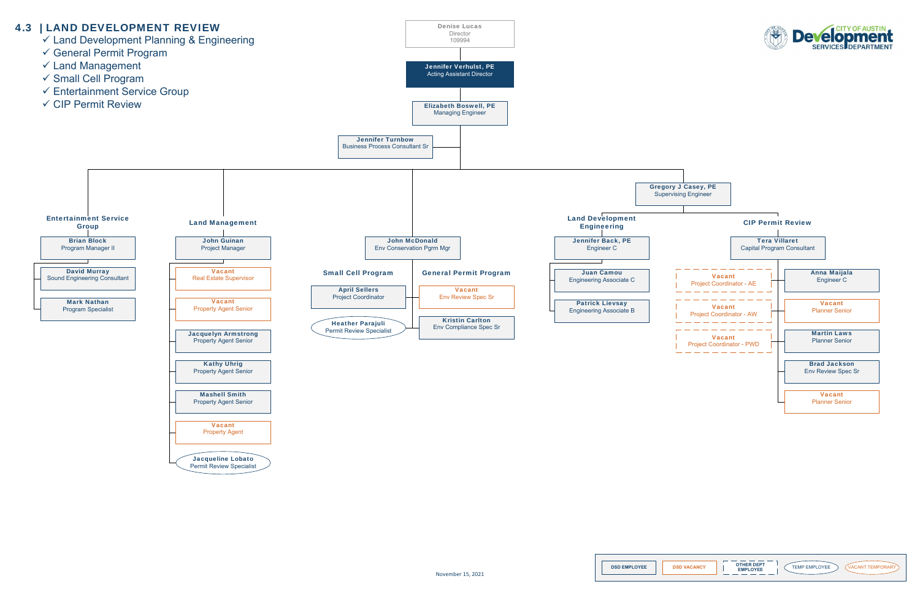## 4.3 | LAND DEVELOPMENT REVIEW

- ✓ Land Development Planning & Engineering
- ✓ General Permit Program
- ✓ Land Management
- ✓ Small Cell Program
- ✓ Entertainment Service Group
- ✓ CIP Permit Review

CITY OF AUSTIN Development SERVICES DEPARTMENT

**Denise Lucas**
Director
109994

**Jennifer Verhulst, PE**
Acting Assistant Director

**Elizabeth Boswell, PE**
Managing Engineer

**Jennifer Turnbow**
Business Process Consultant Sr

### Entertainment Service Group

**Brian Block** – Program Manager II
- **David Murray** – Sound Engineering Consultant
- **Mark Nathan** – Program Specialist

### Land Management

**John Guinan** – Project Manager
- **Vacant** – Real Estate Supervisor
- **Vacant** – Property Agent Senior
- **Jacquelyn Armstrong** – Property Agent Senior
- **Kathy Uhrig** – Property Agent Senior
- **Mashell Smith** – Property Agent Senior
- **Vacant** – Property Agent
- **Jacqueline Lobato** – Permit Review Specialist

**John McDonald** – Env Conservation Prgm Mgr

### Small Cell Program

- **April Sellers** – Project Coordinator
- **Heather Parajuli** – Permit Review Specialist

### General Permit Program

- **Vacant** – Env Review Spec Sr
- **Kristin Carlton** – Env Compliance Spec Sr

**Gregory J Casey, PE**
Supervising Engineer

### Land Development Engineering

**Jennifer Back, PE** – Engineer C
- **Juan Camou** – Engineering Associate C
- **Patrick Lievsay** – Engineering Associate B

### CIP Permit Review

**Tera Villaret** – Capital Program Consultant
- **Vacant** – Project Coordinator - AE
- **Vacant** – Project Coordinator - AW
- **Vacant** – Project Coordinator - PWD
- **Anna Maijala** – Engineer C
- **Vacant** – Planner Senior
- **Martin Laws** – Planner Senior
- **Brad Jackson** – Env Review Spec Sr
- **Vacant** – Planner Senior

November 15, 2021

Legend: DSD EMPLOYEE | DSD VACANCY | OTHER DEPT EMPLOYEE | TEMP EMPLOYEE | VACANT TEMPORARY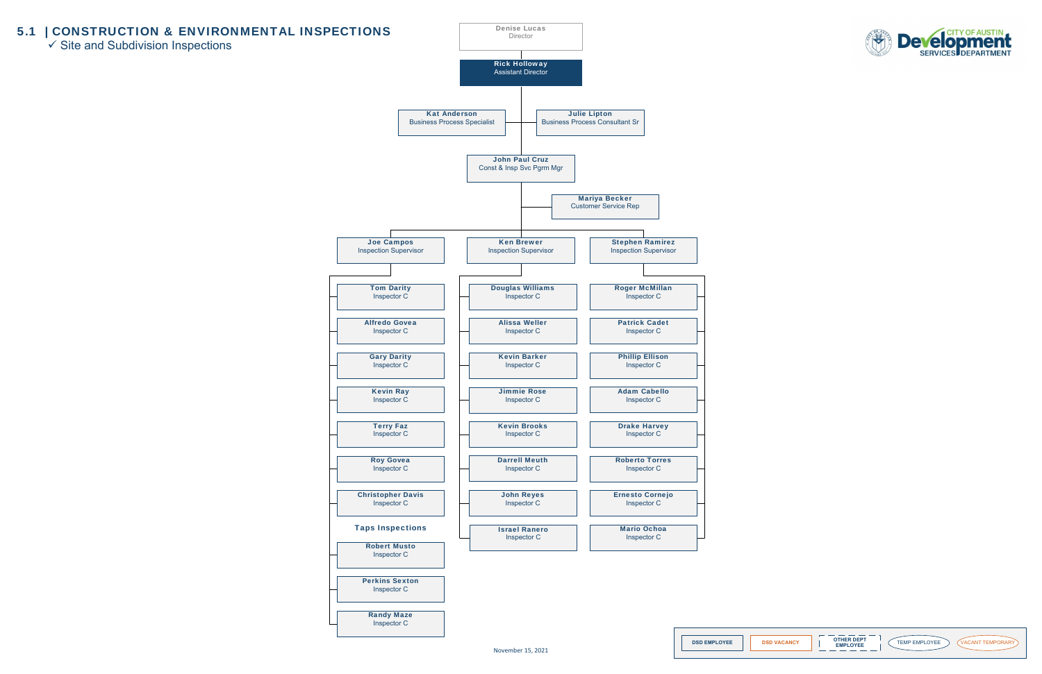## 5.1 | CONSTRUCTION & ENVIRONMENTAL INSPECTIONS

✓ Site and Subdivision Inspections

**Denise Lucas** – Director

**Rick Holloway** – Assistant Director

- **Kat Anderson** – Business Process Specialist
- **Julie Lipton** – Business Process Consultant Sr

**John Paul Cruz** – Const & Insp Svc Pgrm Mgr

- **Mariya Becker** – Customer Service Rep

**Joe Campos** – Inspection Supervisor

- Tom Darity – Inspector C
- Alfredo Govea – Inspector C
- Gary Darity – Inspector C
- Kevin Ray – Inspector C
- Terry Faz – Inspector C
- Roy Govea – Inspector C
- Christopher Davis – Inspector C

**Taps Inspections**

- Robert Musto – Inspector C
- Perkins Sexton – Inspector C
- Randy Maze – Inspector C

**Ken Brewer** – Inspection Supervisor

- Douglas Williams – Inspector C
- Alissa Weller – Inspector C
- Kevin Barker – Inspector C
- Jimmie Rose – Inspector C
- Kevin Brooks – Inspector C
- Darrell Meuth – Inspector C
- John Reyes – Inspector C
- Israel Ranero – Inspector C

**Stephen Ramirez** – Inspection Supervisor

- Roger McMillan – Inspector C
- Patrick Cadet – Inspector C
- Phillip Ellison – Inspector C
- Adam Cabello – Inspector C
- Drake Harvey – Inspector C
- Roberto Torres – Inspector C
- Ernesto Cornejo – Inspector C
- Mario Ochoa – Inspector C

November 15, 2021

Legend: DSD EMPLOYEE | DSD VACANCY | OTHER DEPT EMPLOYEE | TEMP EMPLOYEE | VACANT TEMPORARY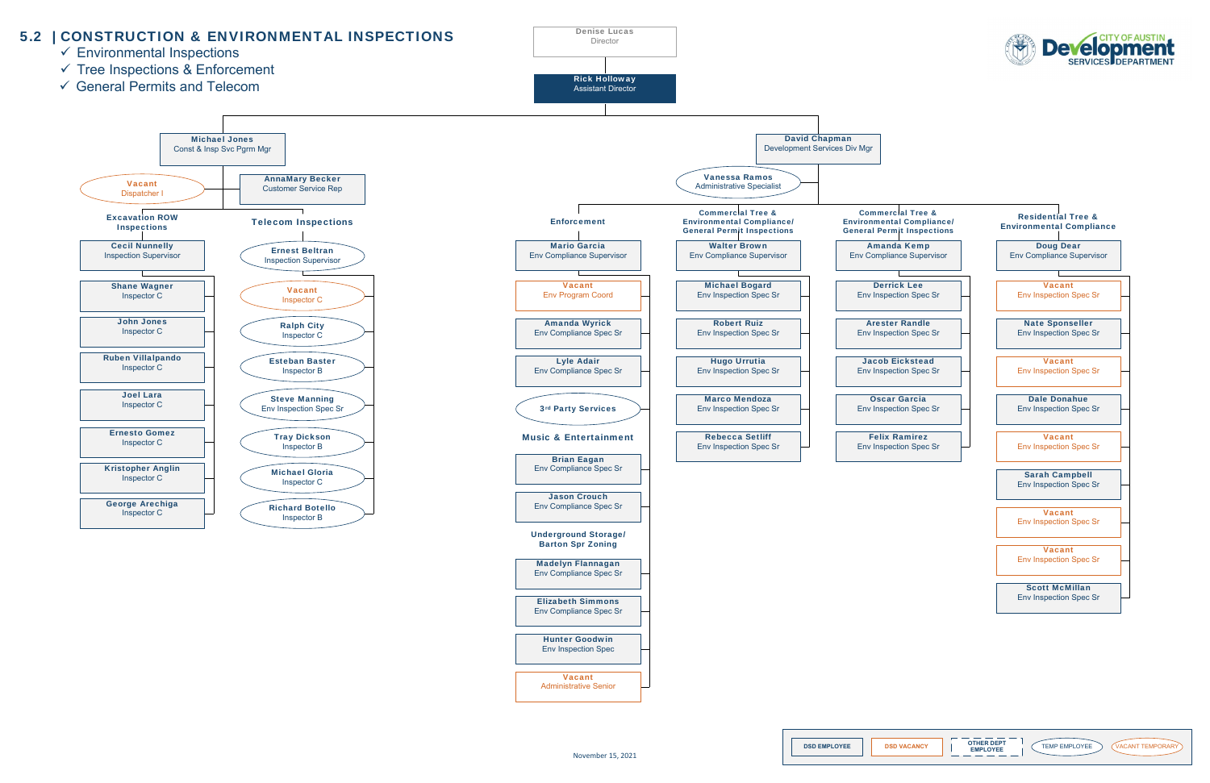## 5.2 | CONSTRUCTION & ENVIRONMENTAL INSPECTIONS

- ✓ Environmental Inspections
- ✓ Tree Inspections & Enforcement
- ✓ General Permits and Telecom

CITY OF AUSTIN Development SERVICES DEPARTMENT

**Denise Lucas**
Director

**Rick Holloway**
Assistant Director

**Michael Jones**
Const & Insp Svc Prgm Mgr

- **Vacant** – Dispatcher I
- **AnnaMary Becker** – Customer Service Rep

### Excavation ROW Inspections

**Cecil Nunnelly** – Inspection Supervisor

- **Shane Wagner** – Inspector C
- **John Jones** – Inspector C
- **Ruben Villalpando** – Inspector C
- **Joel Lara** – Inspector C
- **Ernesto Gomez** – Inspector C
- **Kristopher Anglin** – Inspector C
- **George Arechiga** – Inspector C

### Telecom Inspections

**Ernest Beltran** – Inspection Supervisor

- **Vacant** – Inspector C
- **Ralph City** – Inspector C
- **Esteban Baster** – Inspector B
- **Steve Manning** – Env Inspection Spec Sr
- **Tray Dickson** – Inspector B
- **Michael Gloria** – Inspector C
- **Richard Botello** – Inspector B

**David Chapman**
Development Services Div Mgr

- **Vanessa Ramos** – Administrative Specialist

### Enforcement

**Mario Garcia** – Env Compliance Supervisor

- **Vacant** – Env Program Coord
- **Amanda Wyrick** – Env Compliance Spec Sr
- **Lyle Adair** – Env Compliance Spec Sr
- **3rd Party Services**

**Music & Entertainment**

- **Brian Eagan** – Env Compliance Spec Sr
- **Jason Crouch** – Env Compliance Spec Sr

**Underground Storage/ Barton Spr Zoning**

- **Madelyn Flannagan** – Env Compliance Spec Sr
- **Elizabeth Simmons** – Env Compliance Spec Sr
- **Hunter Goodwin** – Env Inspection Spec
- **Vacant** – Administrative Senior

### Commercial Tree & Environmental Compliance/ General Permit Inspections

**Walter Brown** – Env Compliance Supervisor

- **Michael Bogard** – Env Inspection Spec Sr
- **Robert Ruiz** – Env Inspection Spec Sr
- **Hugo Urrutia** – Env Inspection Spec Sr
- **Marco Mendoza** – Env Inspection Spec Sr
- **Rebecca Setliff** – Env Inspection Spec Sr

### Commercial Tree & Environmental Compliance/ General Permit Inspections

**Amanda Kemp** – Env Compliance Supervisor

- **Derrick Lee** – Env Inspection Spec Sr
- **Arester Randle** – Env Inspection Spec Sr
- **Jacob Eickstead** – Env Inspection Spec Sr
- **Oscar Garcia** – Env Inspection Spec Sr
- **Felix Ramirez** – Env Inspection Spec Sr

### Residential Tree & Environmental Compliance

**Doug Dear** – Env Compliance Supervisor

- **Vacant** – Env Inspection Spec Sr
- **Nate Sponseller** – Env Inspection Spec Sr
- **Vacant** – Env Inspection Spec Sr
- **Dale Donahue** – Env Inspection Spec Sr
- **Vacant** – Env Inspection Spec Sr
- **Sarah Campbell** – Env Inspection Spec Sr
- **Vacant** – Env Inspection Spec Sr
- **Vacant** – Env Inspection Spec Sr
- **Scott McMillan** – Env Inspection Spec Sr

Legend: DSD EMPLOYEE | DSD VACANCY | OTHER DEPT EMPLOYEE | TEMP EMPLOYEE | VACANT TEMPORARY

November 15, 2021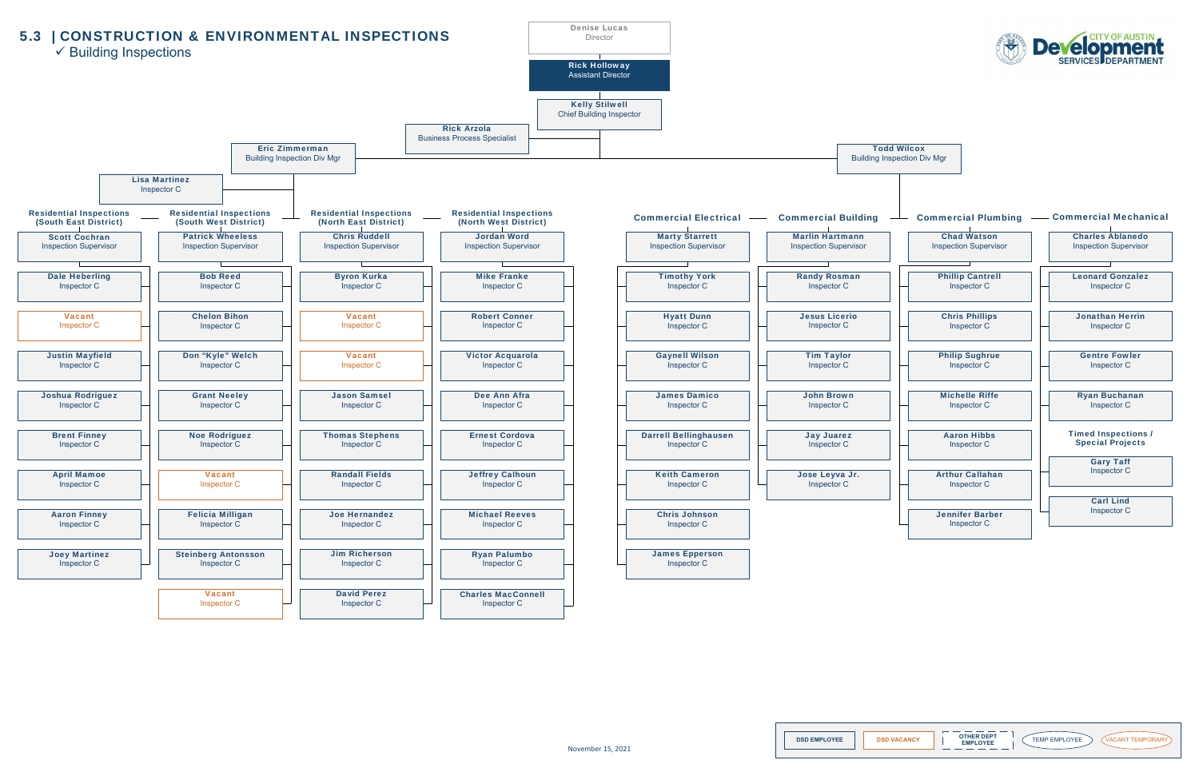# 5.3 | CONSTRUCTION & ENVIRONMENTAL INSPECTIONS

✓ Building Inspections

CITY OF AUSTIN Development SERVICES DEPARTMENT

**Denise Lucas**
Director

**Rick Holloway**
Assistant Director

**Kelly Stilwell**
Chief Building Inspector

**Rick Arzola**
Business Process Specialist

**Eric Zimmerman**
Building Inspection Div Mgr

**Lisa Martinez**
Inspector C

**Todd Wilcox**
Building Inspection Div Mgr

## Residential Inspections (South East District)

**Scott Cochran** – Inspection Supervisor

- Dale Heberling – Inspector C
- Vacant – Inspector C
- Justin Mayfield – Inspector C
- Joshua Rodriguez – Inspector C
- Brent Finney – Inspector C
- April Mamoe – Inspector C
- Aaron Finney – Inspector C
- Joey Martinez – Inspector C

## Residential Inspections (South West District)

**Patrick Wheeless** – Inspection Supervisor

- Bob Reed – Inspector C
- Chelon Bihon – Inspector C
- Don "Kyle" Welch – Inspector C
- Grant Neeley – Inspector C
- Noe Rodriguez – Inspector C
- Vacant – Inspector C
- Felicia Milligan – Inspector C
- Steinberg Antonsson – Inspector C
- Vacant – Inspector C

## Residential Inspections (North East District)

**Chris Ruddell** – Inspection Supervisor

- Byron Kurka – Inspector C
- Vacant – Inspector C
- Vacant – Inspector C
- Jason Samsel – Inspector C
- Thomas Stephens – Inspector C
- Randall Fields – Inspector C
- Joe Hernandez – Inspector C
- Jim Richerson – Inspector C
- David Perez – Inspector C

## Residential Inspections (North West District)

**Jordan Word** – Inspection Supervisor

- Mike Franke – Inspector C
- Robert Conner – Inspector C
- Victor Acquarola – Inspector C
- Dee Ann Afra – Inspector C
- Ernest Cordova – Inspector C
- Jeffrey Calhoun – Inspector C
- Michael Reeves – Inspector C
- Ryan Palumbo – Inspector C
- Charles MacConnell – Inspector C

## Commercial Electrical

**Marty Starrett** – Inspection Supervisor

- Timothy York – Inspector C
- Hyatt Dunn – Inspector C
- Gaynell Wilson – Inspector C
- James Damico – Inspector C
- Darrell Bellinghausen – Inspector C
- Keith Cameron – Inspector C
- Chris Johnson – Inspector C
- James Epperson – Inspector C

## Commercial Building

**Marlin Hartmann** – Inspection Supervisor

- Randy Rosman – Inspector C
- Jesus Licerio – Inspector C
- Tim Taylor – Inspector C
- John Brown – Inspector C
- Jay Juarez – Inspector C
- Jose Leyva Jr. – Inspector C

## Commercial Plumbing

**Chad Watson** – Inspection Supervisor

- Phillip Cantrell – Inspector C
- Chris Phillips – Inspector C
- Philip Sughrue – Inspector C
- Michelle Riffe – Inspector C
- Aaron Hibbs – Inspector C
- Arthur Callahan – Inspector C
- Jennifer Barber – Inspector C

## Commercial Mechanical

**Charles Ablanedo** – Inspection Supervisor

- Leonard Gonzalez – Inspector C
- Jonathan Herrin – Inspector C
- Gentre Fowler – Inspector C
- Ryan Buchanan – Inspector C

### Timed Inspections / Special Projects

- Gary Taff – Inspector C
- Carl Lind – Inspector C

November 15, 2021

Legend: DSD EMPLOYEE | DSD VACANCY | OTHER DEPT EMPLOYEE | TEMP EMPLOYEE | VACANT TEMPORARY